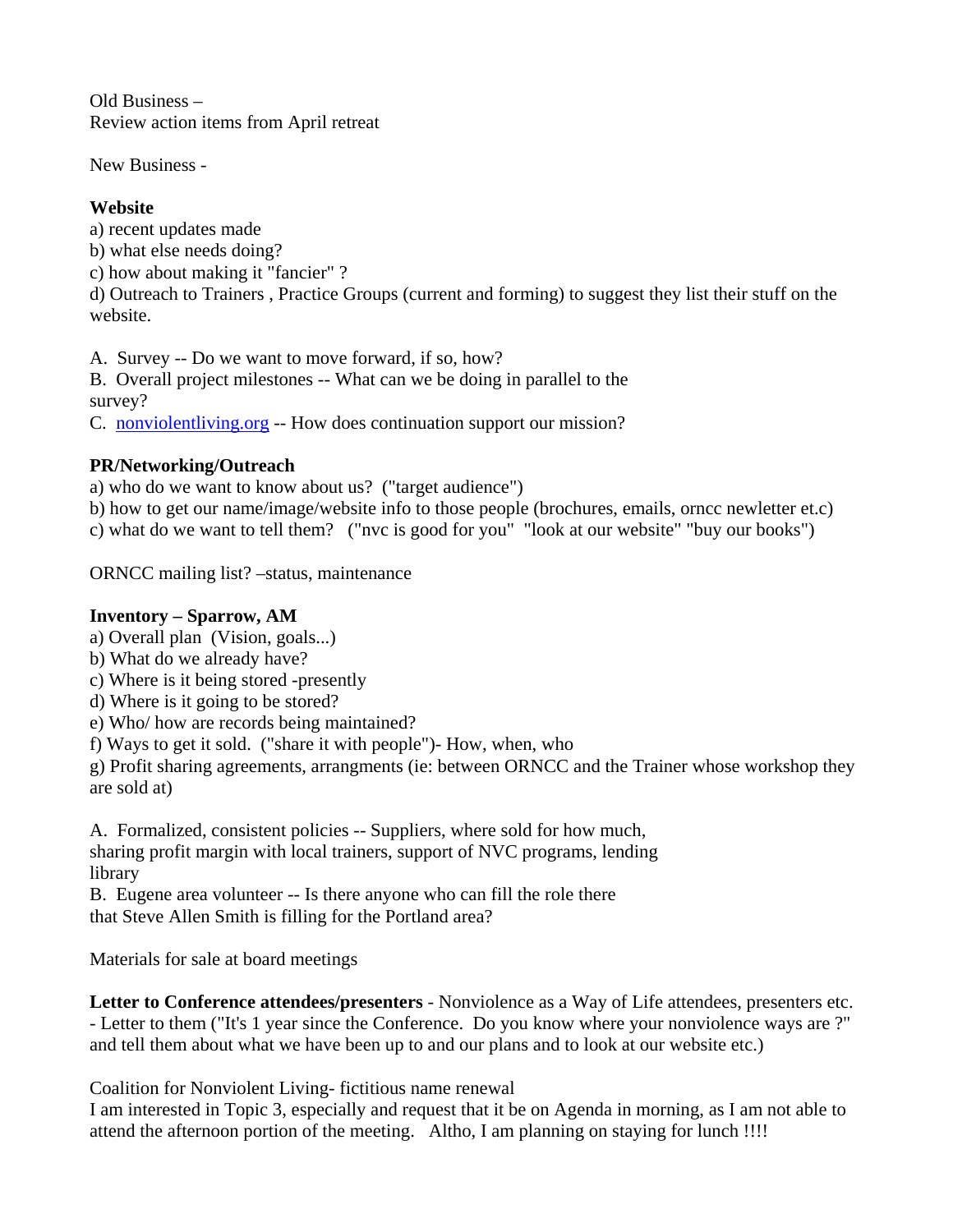Old Business –
Review action items from April retreat

New Business -

**Website**

a) recent updates made
b) what else needs doing?
c) how about making it "fancier" ?
d) Outreach to Trainers , Practice Groups (current and forming) to suggest they list their stuff on the website.

A. Survey -- Do we want to move forward, if so, how?
B. Overall project milestones -- What can we be doing in parallel to the survey?
C. [nonviolentliving.org](nonviolentliving.org) -- How does continuation support our mission?

**PR/Networking/Outreach**

a) who do we want to know about us? ("target audience")
b) how to get our name/image/website info to those people (brochures, emails, orncc newletter et.c)
c) what do we want to tell them? ("nvc is good for you" "look at our website" "buy our books")

ORNCC mailing list? –status, maintenance

**Inventory – Sparrow, AM**

a) Overall plan (Vision, goals...)
b) What do we already have?
c) Where is it being stored -presently
d) Where is it going to be stored?
e) Who/ how are records being maintained?
f) Ways to get it sold. ("share it with people")- How, when, who
g) Profit sharing agreements, arrangments (ie: between ORNCC and the Trainer whose workshop they are sold at)

A. Formalized, consistent policies -- Suppliers, where sold for how much, sharing profit margin with local trainers, support of NVC programs, lending library
B. Eugene area volunteer -- Is there anyone who can fill the role there that Steve Allen Smith is filling for the Portland area?

Materials for sale at board meetings

**Letter to Conference attendees/presenters** - Nonviolence as a Way of Life attendees, presenters etc. - Letter to them ("It's 1 year since the Conference. Do you know where your nonviolence ways are ?" and tell them about what we have been up to and our plans and to look at our website etc.)

Coalition for Nonviolent Living- fictitious name renewal
I am interested in Topic 3, especially and request that it be on Agenda in morning, as I am not able to attend the afternoon portion of the meeting. Altho, I am planning on staying for lunch !!!!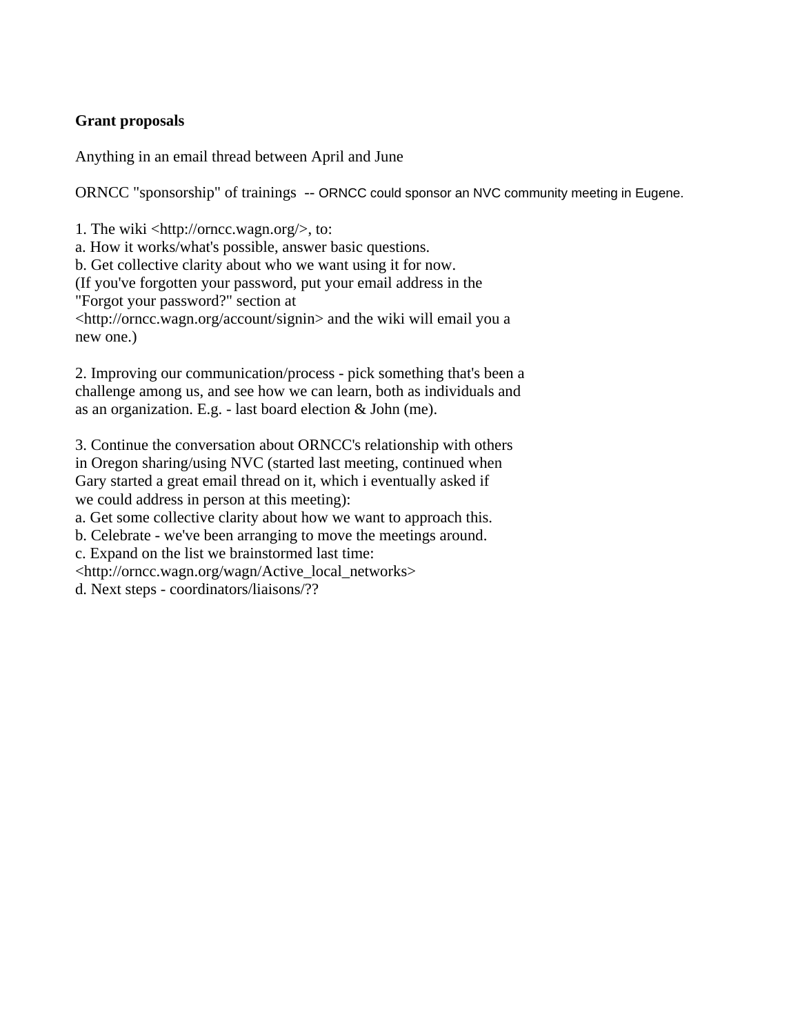**Grant proposals**

Anything in an email thread between April and June

ORNCC "sponsorship" of trainings -- ORNCC could sponsor an NVC community meeting in Eugene.

1. The wiki <http://orncc.wagn.org/>, to:
a. How it works/what's possible, answer basic questions.
b. Get collective clarity about who we want using it for now.
(If you've forgotten your password, put your email address in the "Forgot your password?" section at <http://orncc.wagn.org/account/signin> and the wiki will email you a new one.)

2. Improving our communication/process - pick something that's been a challenge among us, and see how we can learn, both as individuals and as an organization. E.g. - last board election & John (me).

3. Continue the conversation about ORNCC's relationship with others in Oregon sharing/using NVC (started last meeting, continued when Gary started a great email thread on it, which i eventually asked if we could address in person at this meeting):
a. Get some collective clarity about how we want to approach this.
b. Celebrate - we've been arranging to move the meetings around.
c. Expand on the list we brainstormed last time:
<http://orncc.wagn.org/wagn/Active_local_networks>
d. Next steps - coordinators/liaisons/??